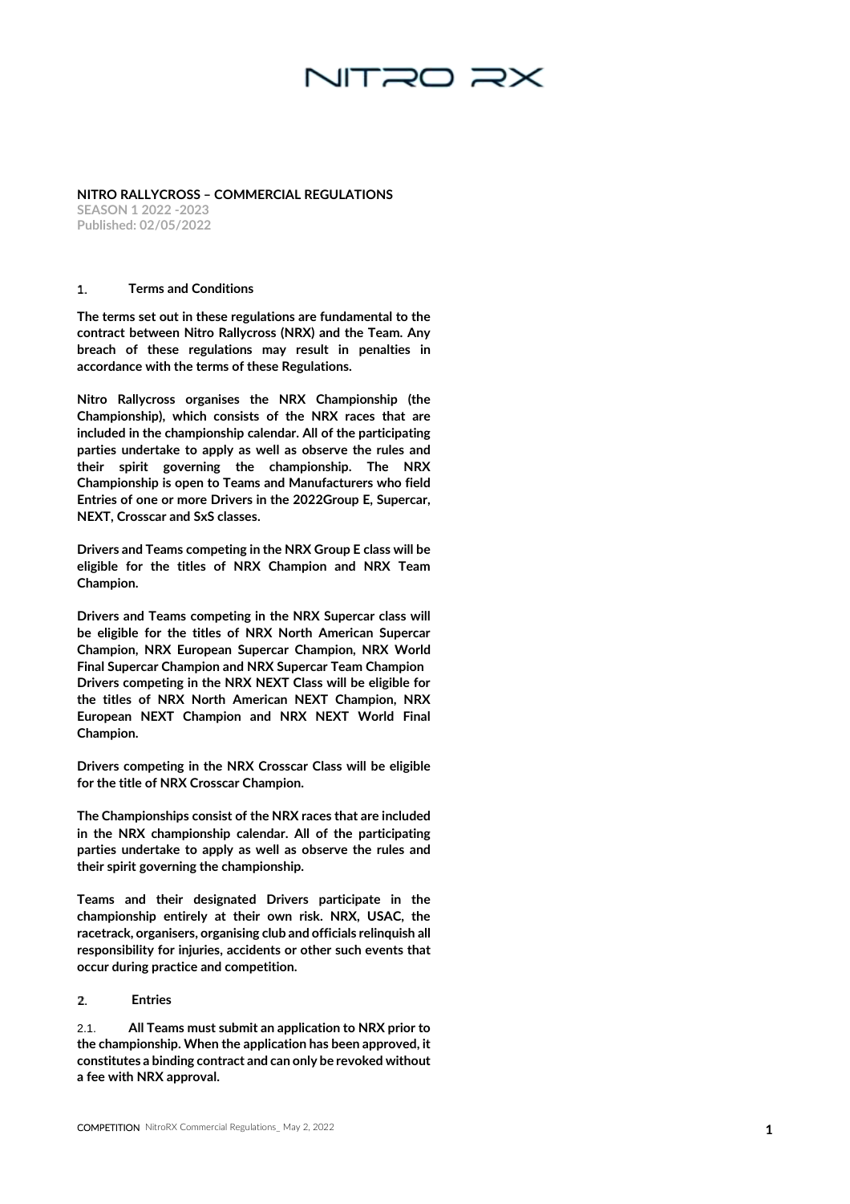# NITRO RX

**NITRO RALLYCROSS – COMMERCIAL REGULATIONS**
**SEASON 1 2022 -2023**
**Published: 02/05/2022**

## 1. Terms and Conditions

**The terms set out in these regulations are fundamental to the contract between Nitro Rallycross (NRX) and the Team. Any breach of these regulations may result in penalties in accordance with the terms of these Regulations.**

**Nitro Rallycross organises the NRX Championship (the Championship), which consists of the NRX races that are included in the championship calendar. All of the participating parties undertake to apply as well as observe the rules and their spirit governing the championship. The NRX Championship is open to Teams and Manufacturers who field Entries of one or more Drivers in the 2022Group E, Supercar, NEXT, Crosscar and SxS classes.**

**Drivers and Teams competing in the NRX Group E class will be eligible for the titles of NRX Champion and NRX Team Champion.**

**Drivers and Teams competing in the NRX Supercar class will be eligible for the titles of NRX North American Supercar Champion, NRX European Supercar Champion, NRX World Final Supercar Champion and NRX Supercar Team Champion**
**Drivers competing in the NRX NEXT Class will be eligible for the titles of NRX North American NEXT Champion, NRX European NEXT Champion and NRX NEXT World Final Champion.**

**Drivers competing in the NRX Crosscar Class will be eligible for the title of NRX Crosscar Champion.**

**The Championships consist of the NRX races that are included in the NRX championship calendar. All of the participating parties undertake to apply as well as observe the rules and their spirit governing the championship.**

**Teams and their designated Drivers participate in the championship entirely at their own risk. NRX, USAC, the racetrack, organisers, organising club and officials relinquish all responsibility for injuries, accidents or other such events that occur during practice and competition.**

## 2. Entries

2.1. **All Teams must submit an application to NRX prior to the championship. When the application has been approved, it constitutes a binding contract and can only be revoked without a fee with NRX approval.**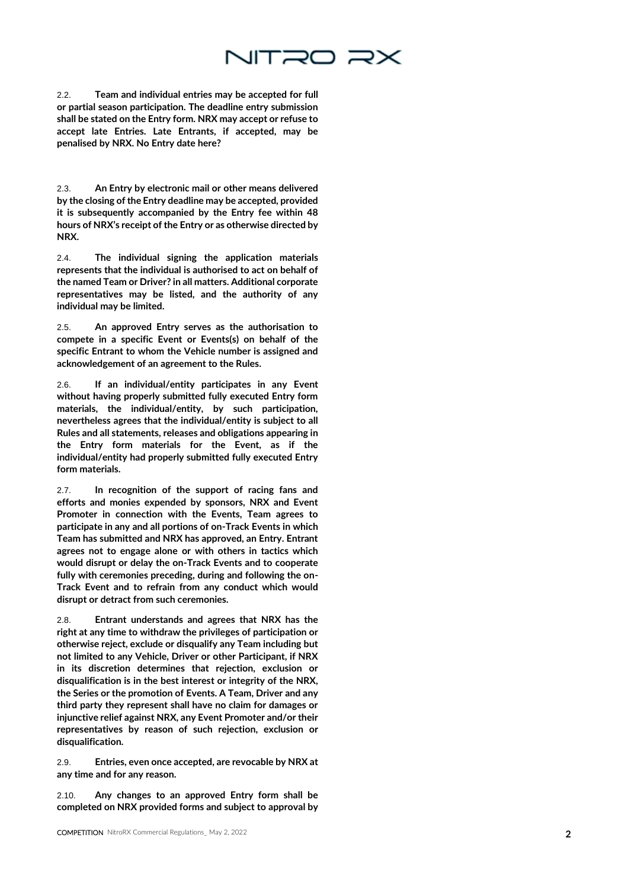2.2. **Team and individual entries may be accepted for full or partial season participation. The deadline entry submission shall be stated on the Entry form. NRX may accept or refuse to accept late Entries. Late Entrants, if accepted, may be penalised by NRX. No Entry date here?**

2.3. **An Entry by electronic mail or other means delivered by the closing of the Entry deadline may be accepted, provided it is subsequently accompanied by the Entry fee within 48 hours of NRX's receipt of the Entry or as otherwise directed by NRX.**

2.4. **The individual signing the application materials represents that the individual is authorised to act on behalf of the named Team or Driver? in all matters. Additional corporate representatives may be listed, and the authority of any individual may be limited.**

2.5. **An approved Entry serves as the authorisation to compete in a specific Event or Events(s) on behalf of the specific Entrant to whom the Vehicle number is assigned and acknowledgement of an agreement to the Rules.**

2.6. **If an individual/entity participates in any Event without having properly submitted fully executed Entry form materials, the individual/entity, by such participation, nevertheless agrees that the individual/entity is subject to all Rules and all statements, releases and obligations appearing in the Entry form materials for the Event, as if the individual/entity had properly submitted fully executed Entry form materials.**

2.7. **In recognition of the support of racing fans and efforts and monies expended by sponsors, NRX and Event Promoter in connection with the Events, Team agrees to participate in any and all portions of on-Track Events in which Team has submitted and NRX has approved, an Entry. Entrant agrees not to engage alone or with others in tactics which would disrupt or delay the on-Track Events and to cooperate fully with ceremonies preceding, during and following the on-Track Event and to refrain from any conduct which would disrupt or detract from such ceremonies.**

2.8. **Entrant understands and agrees that NRX has the right at any time to withdraw the privileges of participation or otherwise reject, exclude or disqualify any Team including but not limited to any Vehicle, Driver or other Participant, if NRX in its discretion determines that rejection, exclusion or disqualification is in the best interest or integrity of the NRX, the Series or the promotion of Events. A Team, Driver and any third party they represent shall have no claim for damages or injunctive relief against NRX, any Event Promoter and/or their representatives by reason of such rejection, exclusion or disqualification.**

2.9. **Entries, even once accepted, are revocable by NRX at any time and for any reason.**

2.10. **Any changes to an approved Entry form shall be completed on NRX provided forms and subject to approval by**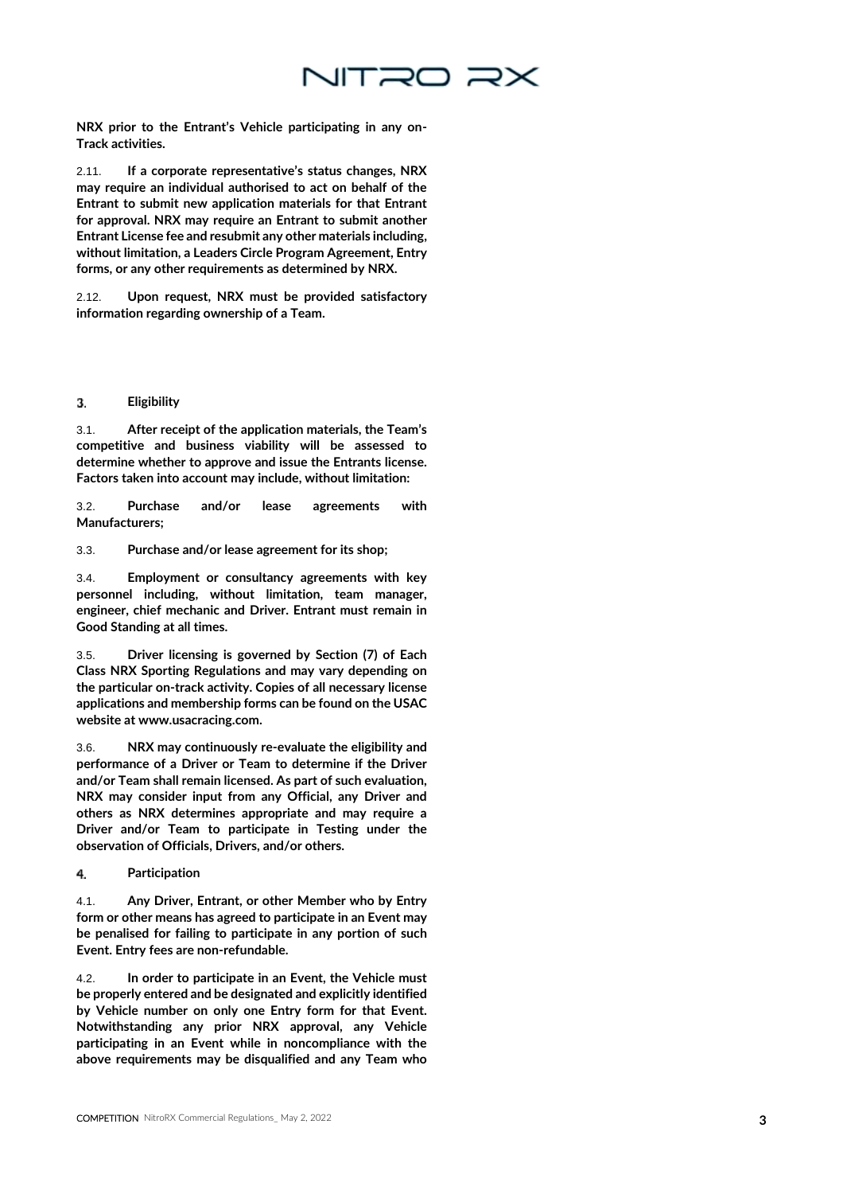**NRX prior to the Entrant's Vehicle participating in any on-Track activities.**

2.11. **If a corporate representative's status changes, NRX may require an individual authorised to act on behalf of the Entrant to submit new application materials for that Entrant for approval. NRX may require an Entrant to submit another Entrant License fee and resubmit any other materials including, without limitation, a Leaders Circle Program Agreement, Entry forms, or any other requirements as determined by NRX.**

2.12. **Upon request, NRX must be provided satisfactory information regarding ownership of a Team.**

## 3. Eligibility

3.1. **After receipt of the application materials, the Team's competitive and business viability will be assessed to determine whether to approve and issue the Entrants license. Factors taken into account may include, without limitation:**

3.2. **Purchase and/or lease agreements with Manufacturers;**

3.3. **Purchase and/or lease agreement for its shop;**

3.4. **Employment or consultancy agreements with key personnel including, without limitation, team manager, engineer, chief mechanic and Driver. Entrant must remain in Good Standing at all times.**

3.5. **Driver licensing is governed by Section (7) of Each Class NRX Sporting Regulations and may vary depending on the particular on-track activity. Copies of all necessary license applications and membership forms can be found on the USAC website at www.usacracing.com.**

3.6. **NRX may continuously re-evaluate the eligibility and performance of a Driver or Team to determine if the Driver and/or Team shall remain licensed. As part of such evaluation, NRX may consider input from any Official, any Driver and others as NRX determines appropriate and may require a Driver and/or Team to participate in Testing under the observation of Officials, Drivers, and/or others.**

## 4. Participation

4.1. **Any Driver, Entrant, or other Member who by Entry form or other means has agreed to participate in an Event may be penalised for failing to participate in any portion of such Event. Entry fees are non-refundable.**

4.2. **In order to participate in an Event, the Vehicle must be properly entered and be designated and explicitly identified by Vehicle number on only one Entry form for that Event. Notwithstanding any prior NRX approval, any Vehicle participating in an Event while in noncompliance with the above requirements may be disqualified and any Team who**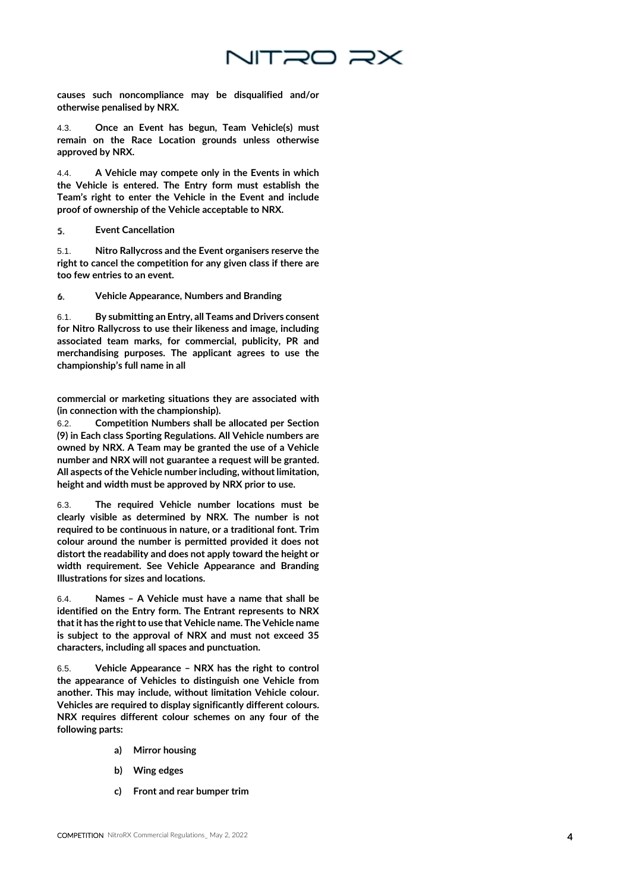**causes such noncompliance may be disqualified and/or otherwise penalised by NRX.**

4.3. **Once an Event has begun, Team Vehicle(s) must remain on the Race Location grounds unless otherwise approved by NRX.**

4.4. **A Vehicle may compete only in the Events in which the Vehicle is entered. The Entry form must establish the Team's right to enter the Vehicle in the Event and include proof of ownership of the Vehicle acceptable to NRX.**

## 5. Event Cancellation

5.1. **Nitro Rallycross and the Event organisers reserve the right to cancel the competition for any given class if there are too few entries to an event.**

## 6. Vehicle Appearance, Numbers and Branding

6.1. **By submitting an Entry, all Teams and Drivers consent for Nitro Rallycross to use their likeness and image, including associated team marks, for commercial, publicity, PR and merchandising purposes. The applicant agrees to use the championship's full name in all commercial or marketing situations they are associated with (in connection with the championship).**

6.2. **Competition Numbers shall be allocated per Section (9) in Each class Sporting Regulations. All Vehicle numbers are owned by NRX. A Team may be granted the use of a Vehicle number and NRX will not guarantee a request will be granted. All aspects of the Vehicle number including, without limitation, height and width must be approved by NRX prior to use.**

6.3. **The required Vehicle number locations must be clearly visible as determined by NRX. The number is not required to be continuous in nature, or a traditional font. Trim colour around the number is permitted provided it does not distort the readability and does not apply toward the height or width requirement. See Vehicle Appearance and Branding Illustrations for sizes and locations.**

6.4. **Names – A Vehicle must have a name that shall be identified on the Entry form. The Entrant represents to NRX that it has the right to use that Vehicle name. The Vehicle name is subject to the approval of NRX and must not exceed 35 characters, including all spaces and punctuation.**

6.5. **Vehicle Appearance – NRX has the right to control the appearance of Vehicles to distinguish one Vehicle from another. This may include, without limitation Vehicle colour. Vehicles are required to display significantly different colours. NRX requires different colour schemes on any four of the following parts:**

- **a) Mirror housing**
- **b) Wing edges**
- **c) Front and rear bumper trim**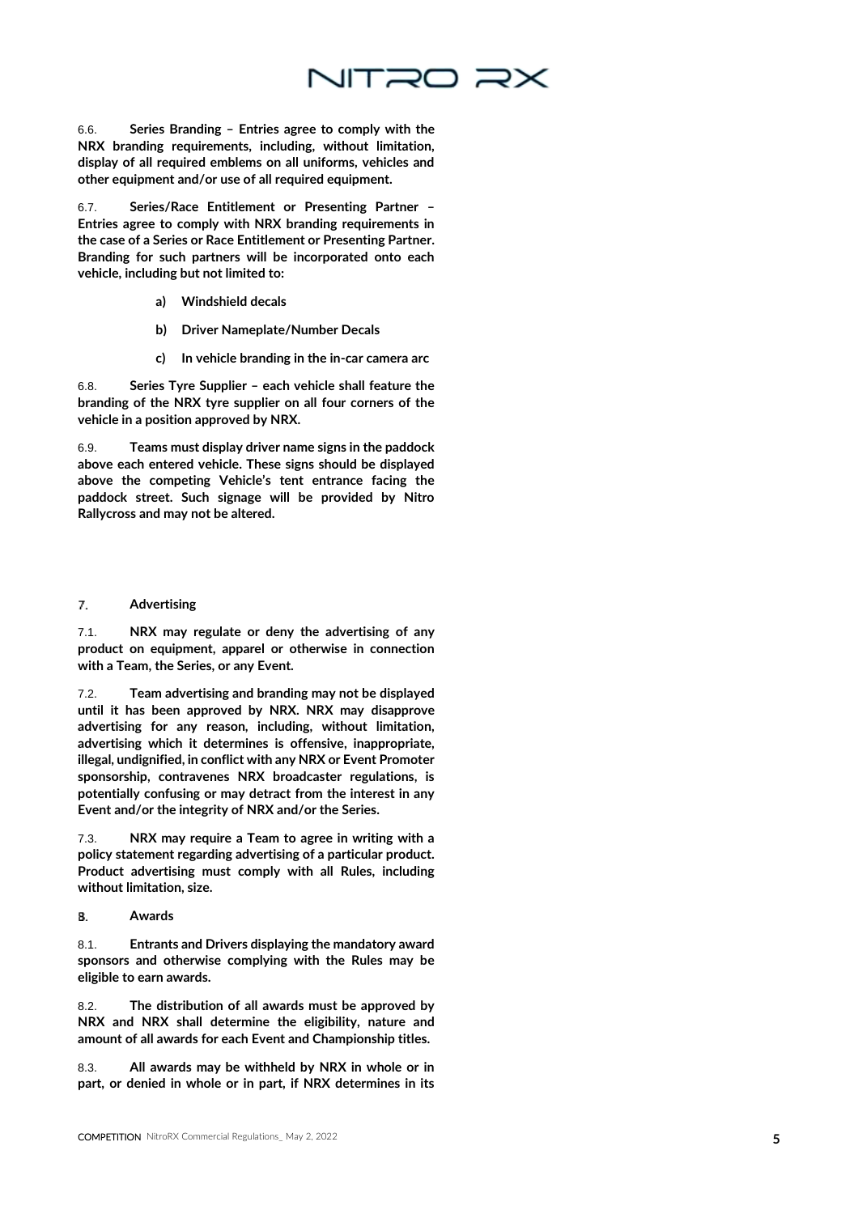6.6. **Series Branding – Entries agree to comply with the NRX branding requirements, including, without limitation, display of all required emblems on all uniforms, vehicles and other equipment and/or use of all required equipment.**

6.7. **Series/Race Entitlement or Presenting Partner – Entries agree to comply with NRX branding requirements in the case of a Series or Race Entitlement or Presenting Partner. Branding for such partners will be incorporated onto each vehicle, including but not limited to:**

- **a) Windshield decals**
- **b) Driver Nameplate/Number Decals**
- **c) In vehicle branding in the in-car camera arc**

6.8. **Series Tyre Supplier – each vehicle shall feature the branding of the NRX tyre supplier on all four corners of the vehicle in a position approved by NRX.**

6.9. **Teams must display driver name signs in the paddock above each entered vehicle. These signs should be displayed above the competing Vehicle's tent entrance facing the paddock street. Such signage will be provided by Nitro Rallycross and may not be altered.**

## 7. Advertising

7.1. **NRX may regulate or deny the advertising of any product on equipment, apparel or otherwise in connection with a Team, the Series, or any Event.**

7.2. **Team advertising and branding may not be displayed until it has been approved by NRX. NRX may disapprove advertising for any reason, including, without limitation, advertising which it determines is offensive, inappropriate, illegal, undignified, in conflict with any NRX or Event Promoter sponsorship, contravenes NRX broadcaster regulations, is potentially confusing or may detract from the interest in any Event and/or the integrity of NRX and/or the Series.**

7.3. **NRX may require a Team to agree in writing with a policy statement regarding advertising of a particular product. Product advertising must comply with all Rules, including without limitation, size.**

## 8. Awards

8.1. **Entrants and Drivers displaying the mandatory award sponsors and otherwise complying with the Rules may be eligible to earn awards.**

8.2. **The distribution of all awards must be approved by NRX and NRX shall determine the eligibility, nature and amount of all awards for each Event and Championship titles.**

8.3. **All awards may be withheld by NRX in whole or in part, or denied in whole or in part, if NRX determines in its**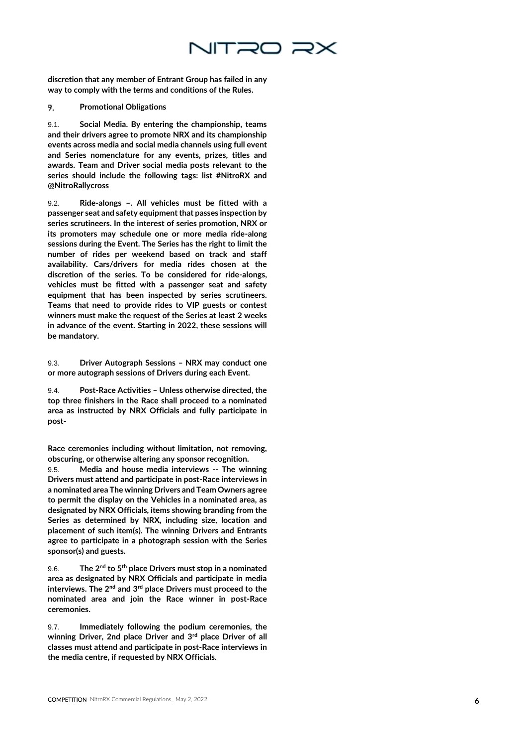**discretion that any member of Entrant Group has failed in any way to comply with the terms and conditions of the Rules.**

## 9. Promotional Obligations

9.1. **Social Media. By entering the championship, teams and their drivers agree to promote NRX and its championship events across media and social media channels using full event and Series nomenclature for any events, prizes, titles and awards. Team and Driver social media posts relevant to the series should include the following tags: list #NitroRX and @NitroRallycross**

9.2. **Ride-alongs –. All vehicles must be fitted with a passenger seat and safety equipment that passes inspection by series scrutineers. In the interest of series promotion, NRX or its promoters may schedule one or more media ride-along sessions during the Event. The Series has the right to limit the number of rides per weekend based on track and staff availability. Cars/drivers for media rides chosen at the discretion of the series. To be considered for ride-alongs, vehicles must be fitted with a passenger seat and safety equipment that has been inspected by series scrutineers. Teams that need to provide rides to VIP guests or contest winners must make the request of the Series at least 2 weeks in advance of the event. Starting in 2022, these sessions will be mandatory.**

9.3. **Driver Autograph Sessions – NRX may conduct one or more autograph sessions of Drivers during each Event.**

9.4. **Post-Race Activities – Unless otherwise directed, the top three finishers in the Race shall proceed to a nominated area as instructed by NRX Officials and fully participate in post-**

**Race ceremonies including without limitation, not removing, obscuring, or otherwise altering any sponsor recognition.**

9.5. **Media and house media interviews -- The winning Drivers must attend and participate in post-Race interviews in a nominated area The winning Drivers and Team Owners agree to permit the display on the Vehicles in a nominated area, as designated by NRX Officials, items showing branding from the Series as determined by NRX, including size, location and placement of such item(s). The winning Drivers and Entrants agree to participate in a photograph session with the Series sponsor(s) and guests.**

9.6. **The 2nd to 5th place Drivers must stop in a nominated area as designated by NRX Officials and participate in media interviews. The 2nd and 3rd place Drivers must proceed to the nominated area and join the Race winner in post-Race ceremonies.**

9.7. **Immediately following the podium ceremonies, the winning Driver, 2nd place Driver and 3rd place Driver of all classes must attend and participate in post-Race interviews in the media centre, if requested by NRX Officials.**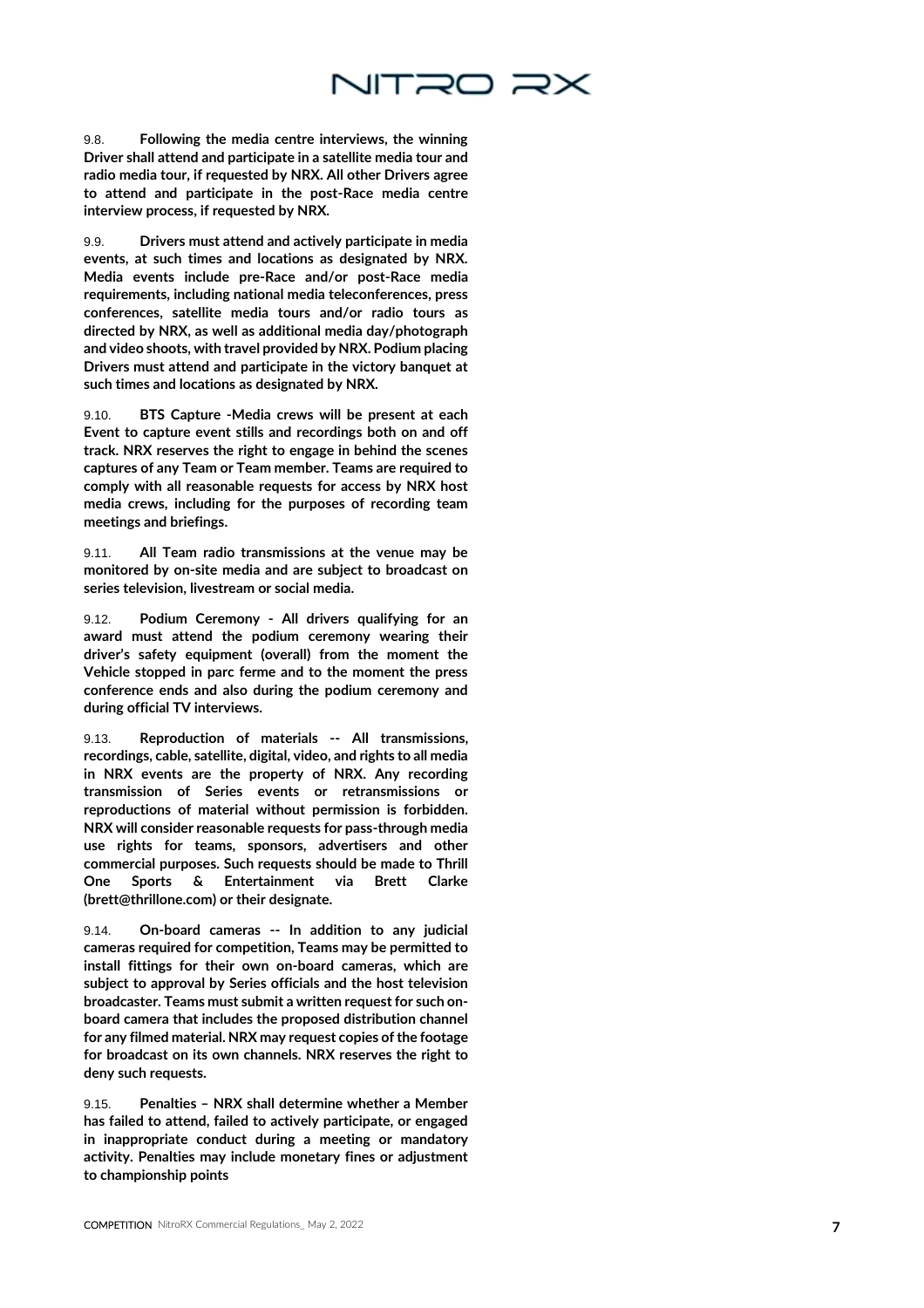9.8. **Following the media centre interviews, the winning Driver shall attend and participate in a satellite media tour and radio media tour, if requested by NRX. All other Drivers agree to attend and participate in the post-Race media centre interview process, if requested by NRX.**

9.9. **Drivers must attend and actively participate in media events, at such times and locations as designated by NRX. Media events include pre-Race and/or post-Race media requirements, including national media teleconferences, press conferences, satellite media tours and/or radio tours as directed by NRX, as well as additional media day/photograph and video shoots, with travel provided by NRX. Podium placing Drivers must attend and participate in the victory banquet at such times and locations as designated by NRX.**

9.10. **BTS Capture -Media crews will be present at each Event to capture event stills and recordings both on and off track. NRX reserves the right to engage in behind the scenes captures of any Team or Team member. Teams are required to comply with all reasonable requests for access by NRX host media crews, including for the purposes of recording team meetings and briefings.**

9.11. **All Team radio transmissions at the venue may be monitored by on-site media and are subject to broadcast on series television, livestream or social media.**

9.12. **Podium Ceremony - All drivers qualifying for an award must attend the podium ceremony wearing their driver's safety equipment (overall) from the moment the Vehicle stopped in parc ferme and to the moment the press conference ends and also during the podium ceremony and during official TV interviews.**

9.13. **Reproduction of materials -- All transmissions, recordings, cable, satellite, digital, video, and rights to all media in NRX events are the property of NRX. Any recording transmission of Series events or retransmissions or reproductions of material without permission is forbidden. NRX will consider reasonable requests for pass-through media use rights for teams, sponsors, advertisers and other commercial purposes. Such requests should be made to Thrill One Sports & Entertainment via Brett Clarke (brett@thrillone.com) or their designate.**

9.14. **On-board cameras -- In addition to any judicial cameras required for competition, Teams may be permitted to install fittings for their own on-board cameras, which are subject to approval by Series officials and the host television broadcaster. Teams must submit a written request for such on-board camera that includes the proposed distribution channel for any filmed material. NRX may request copies of the footage for broadcast on its own channels. NRX reserves the right to deny such requests.**

9.15. **Penalties – NRX shall determine whether a Member has failed to attend, failed to actively participate, or engaged in inappropriate conduct during a meeting or mandatory activity. Penalties may include monetary fines or adjustment to championship points**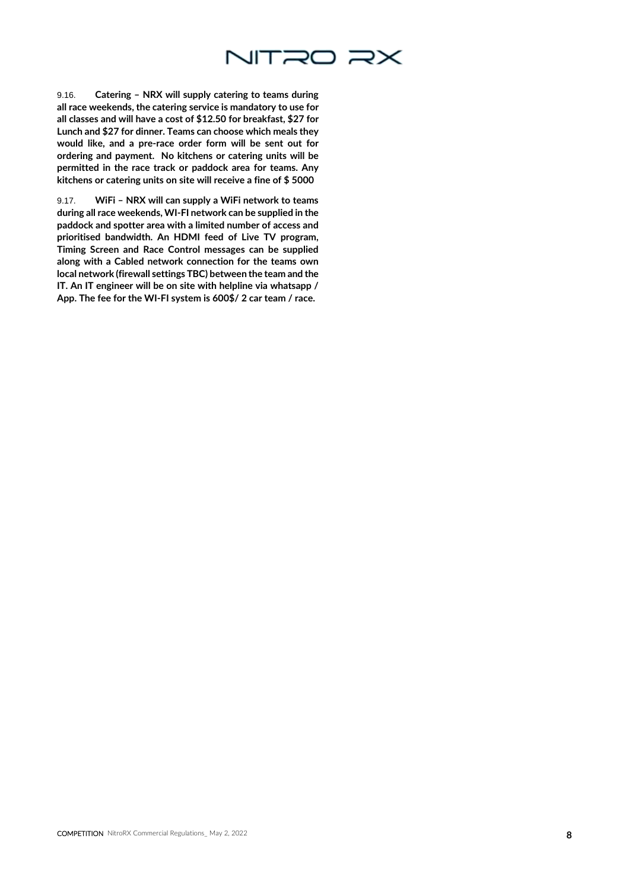9.16. **Catering – NRX will supply catering to teams during all race weekends, the catering service is mandatory to use for all classes and will have a cost of $12.50 for breakfast, $27 for Lunch and $27 for dinner. Teams can choose which meals they would like, and a pre-race order form will be sent out for ordering and payment. No kitchens or catering units will be permitted in the race track or paddock area for teams. Any kitchens or catering units on site will receive a fine of $ 5000**

9.17. **WiFi – NRX will can supply a WiFi network to teams during all race weekends, WI-FI network can be supplied in the paddock and spotter area with a limited number of access and prioritised bandwidth. An HDMI feed of Live TV program, Timing Screen and Race Control messages can be supplied along with a Cabled network connection for the teams own local network (firewall settings TBC) between the team and the IT. An IT engineer will be on site with helpline via whatsapp / App. The fee for the WI-FI system is 600$/ 2 car team / race.**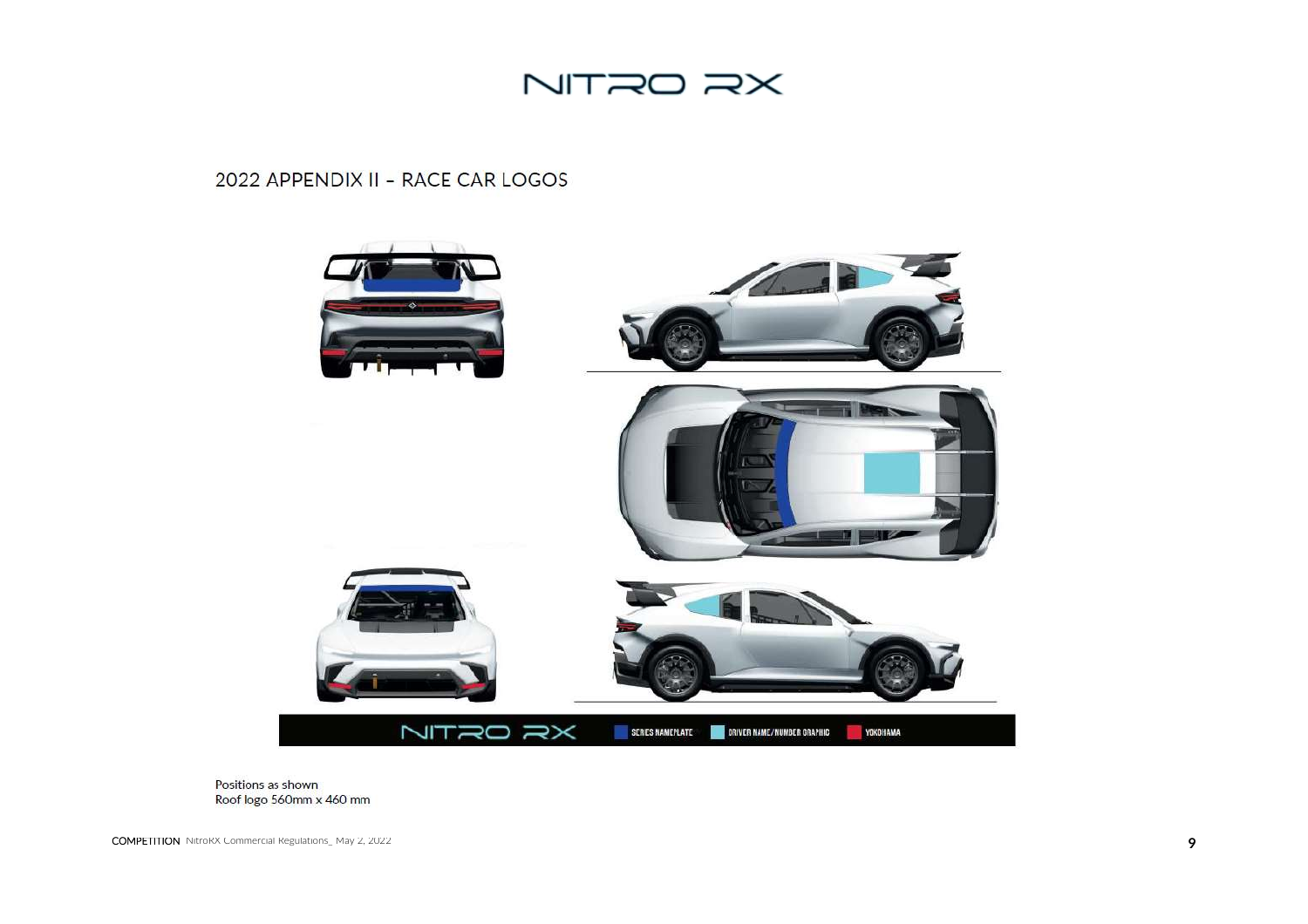# NITRO RX

## 2022 APPENDIX II – RACE CAR LOGOS

NITRO RX — SERIES NAMEPLATE — DRIVER NAME/NUMBER GRAPHIC — YOKOHAMA

Positions as shown
Roof logo 560mm x 460 mm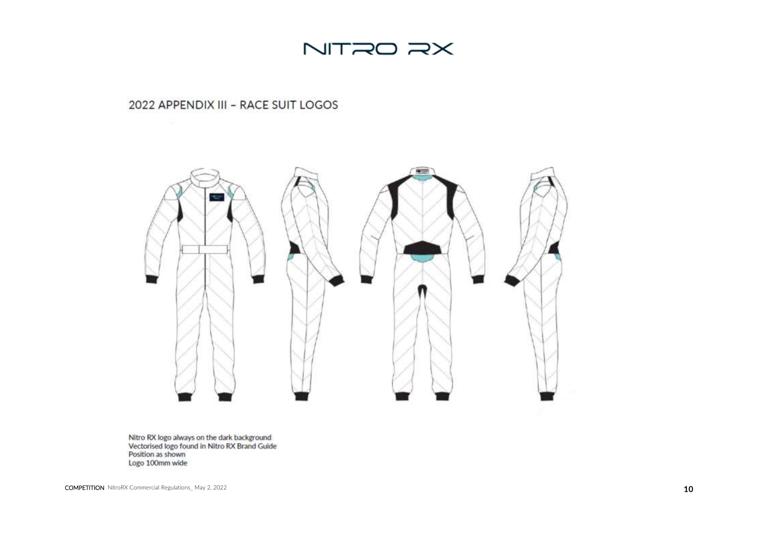# NITRO RX

## 2022 APPENDIX III – RACE SUIT LOGOS

Nitro RX logo always on the dark background
Vectorised logo found in Nitro RX Brand Guide
Position as shown
Logo 100mm wide